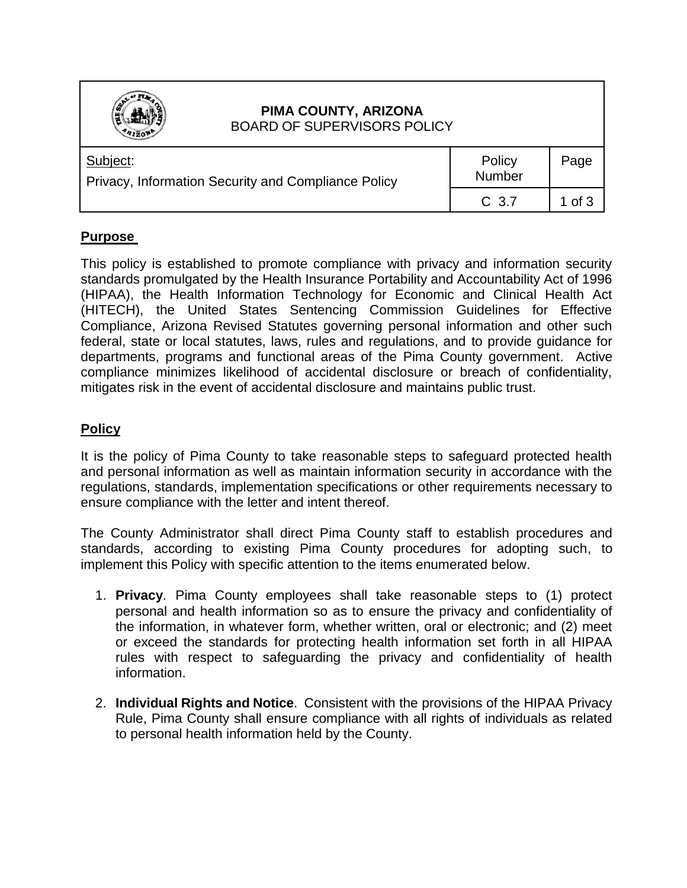**PIMA COUNTY, ARIZONA**
BOARD OF SUPERVISORS POLICY

| Subject: Privacy, Information Security and Compliance Policy | Policy Number | Page |
| --- | --- | --- |
| | C 3.7 | 1 of 3 |

## Purpose

This policy is established to promote compliance with privacy and information security standards promulgated by the Health Insurance Portability and Accountability Act of 1996 (HIPAA), the Health Information Technology for Economic and Clinical Health Act (HITECH), the United States Sentencing Commission Guidelines for Effective Compliance, Arizona Revised Statutes governing personal information and other such federal, state or local statutes, laws, rules and regulations, and to provide guidance for departments, programs and functional areas of the Pima County government. Active compliance minimizes likelihood of accidental disclosure or breach of confidentiality, mitigates risk in the event of accidental disclosure and maintains public trust.

## Policy

It is the policy of Pima County to take reasonable steps to safeguard protected health and personal information as well as maintain information security in accordance with the regulations, standards, implementation specifications or other requirements necessary to ensure compliance with the letter and intent thereof.

The County Administrator shall direct Pima County staff to establish procedures and standards, according to existing Pima County procedures for adopting such, to implement this Policy with specific attention to the items enumerated below.

1. **Privacy**. Pima County employees shall take reasonable steps to (1) protect personal and health information so as to ensure the privacy and confidentiality of the information, in whatever form, whether written, oral or electronic; and (2) meet or exceed the standards for protecting health information set forth in all HIPAA rules with respect to safeguarding the privacy and confidentiality of health information.

2. **Individual Rights and Notice**. Consistent with the provisions of the HIPAA Privacy Rule, Pima County shall ensure compliance with all rights of individuals as related to personal health information held by the County.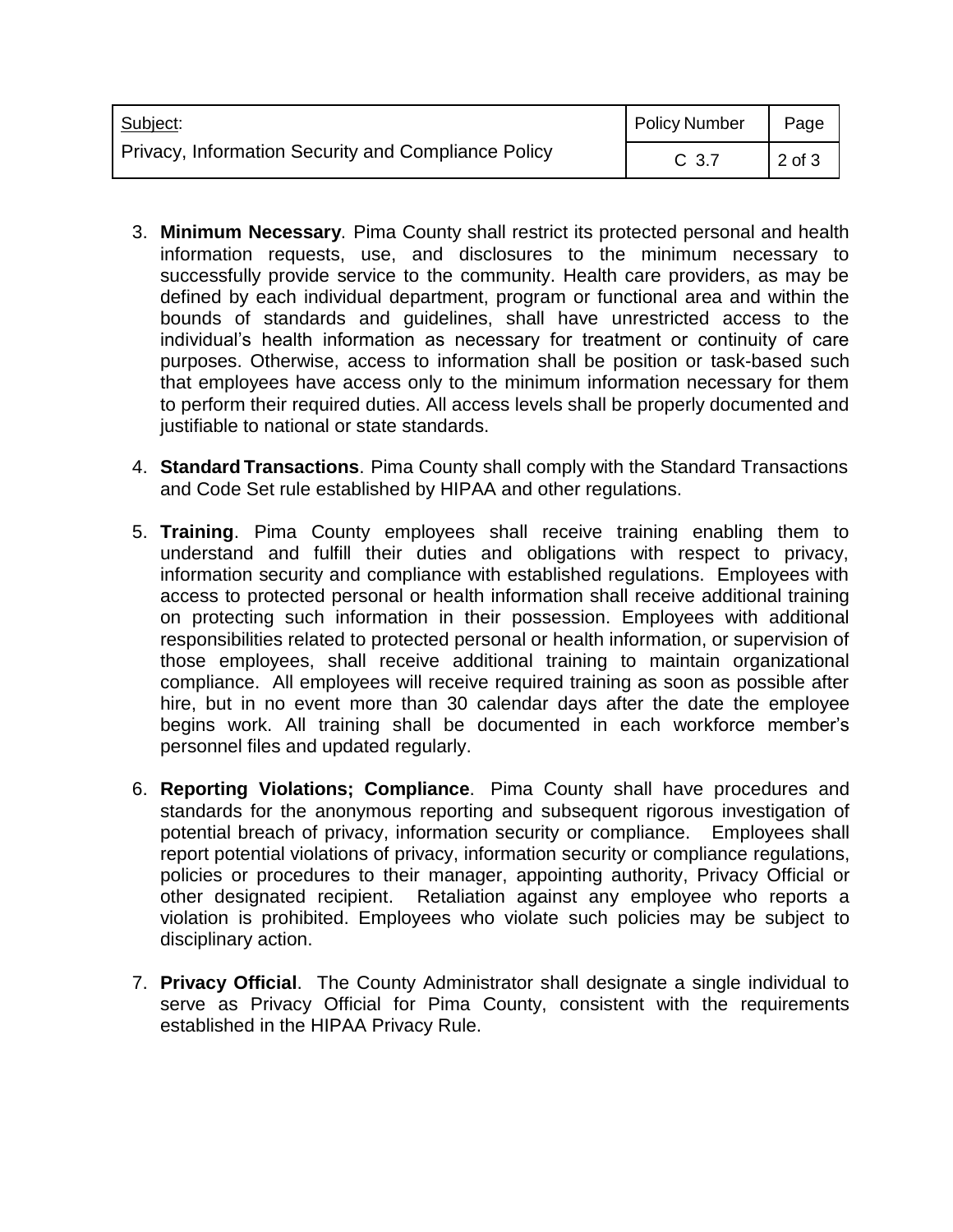3. **Minimum Necessary**. Pima County shall restrict its protected personal and health information requests, use, and disclosures to the minimum necessary to successfully provide service to the community. Health care providers, as may be defined by each individual department, program or functional area and within the bounds of standards and guidelines, shall have unrestricted access to the individual's health information as necessary for treatment or continuity of care purposes. Otherwise, access to information shall be position or task-based such that employees have access only to the minimum information necessary for them to perform their required duties. All access levels shall be properly documented and justifiable to national or state standards.

4. **Standard Transactions**. Pima County shall comply with the Standard Transactions and Code Set rule established by HIPAA and other regulations.

5. **Training**. Pima County employees shall receive training enabling them to understand and fulfill their duties and obligations with respect to privacy, information security and compliance with established regulations. Employees with access to protected personal or health information shall receive additional training on protecting such information in their possession. Employees with additional responsibilities related to protected personal or health information, or supervision of those employees, shall receive additional training to maintain organizational compliance. All employees will receive required training as soon as possible after hire, but in no event more than 30 calendar days after the date the employee begins work. All training shall be documented in each workforce member's personnel files and updated regularly.

6. **Reporting Violations; Compliance**. Pima County shall have procedures and standards for the anonymous reporting and subsequent rigorous investigation of potential breach of privacy, information security or compliance. Employees shall report potential violations of privacy, information security or compliance regulations, policies or procedures to their manager, appointing authority, Privacy Official or other designated recipient. Retaliation against any employee who reports a violation is prohibited. Employees who violate such policies may be subject to disciplinary action.

7. **Privacy Official**. The County Administrator shall designate a single individual to serve as Privacy Official for Pima County, consistent with the requirements established in the HIPAA Privacy Rule.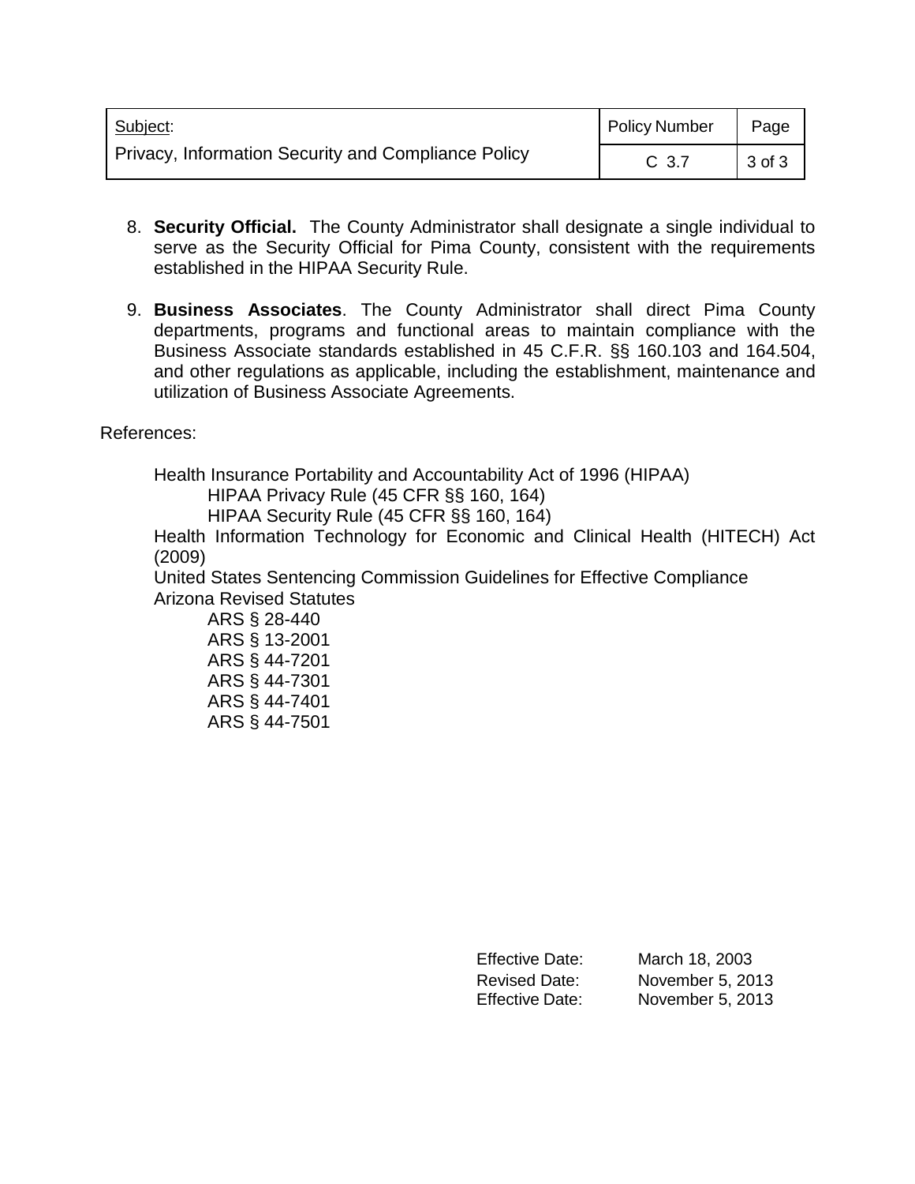8. **Security Official.** The County Administrator shall designate a single individual to serve as the Security Official for Pima County, consistent with the requirements established in the HIPAA Security Rule.

9. **Business Associates**. The County Administrator shall direct Pima County departments, programs and functional areas to maintain compliance with the Business Associate standards established in 45 C.F.R. §§ 160.103 and 164.504, and other regulations as applicable, including the establishment, maintenance and utilization of Business Associate Agreements.

References:

- Health Insurance Portability and Accountability Act of 1996 (HIPAA)
  - HIPAA Privacy Rule (45 CFR §§ 160, 164)
  - HIPAA Security Rule (45 CFR §§ 160, 164)
- Health Information Technology for Economic and Clinical Health (HITECH) Act (2009)
- United States Sentencing Commission Guidelines for Effective Compliance
- Arizona Revised Statutes
  - ARS § 28-440
  - ARS § 13-2001
  - ARS § 44-7201
  - ARS § 44-7301
  - ARS § 44-7401
  - ARS § 44-7501

Effective Date: March 18, 2003
Revised Date: November 5, 2013
Effective Date: November 5, 2013